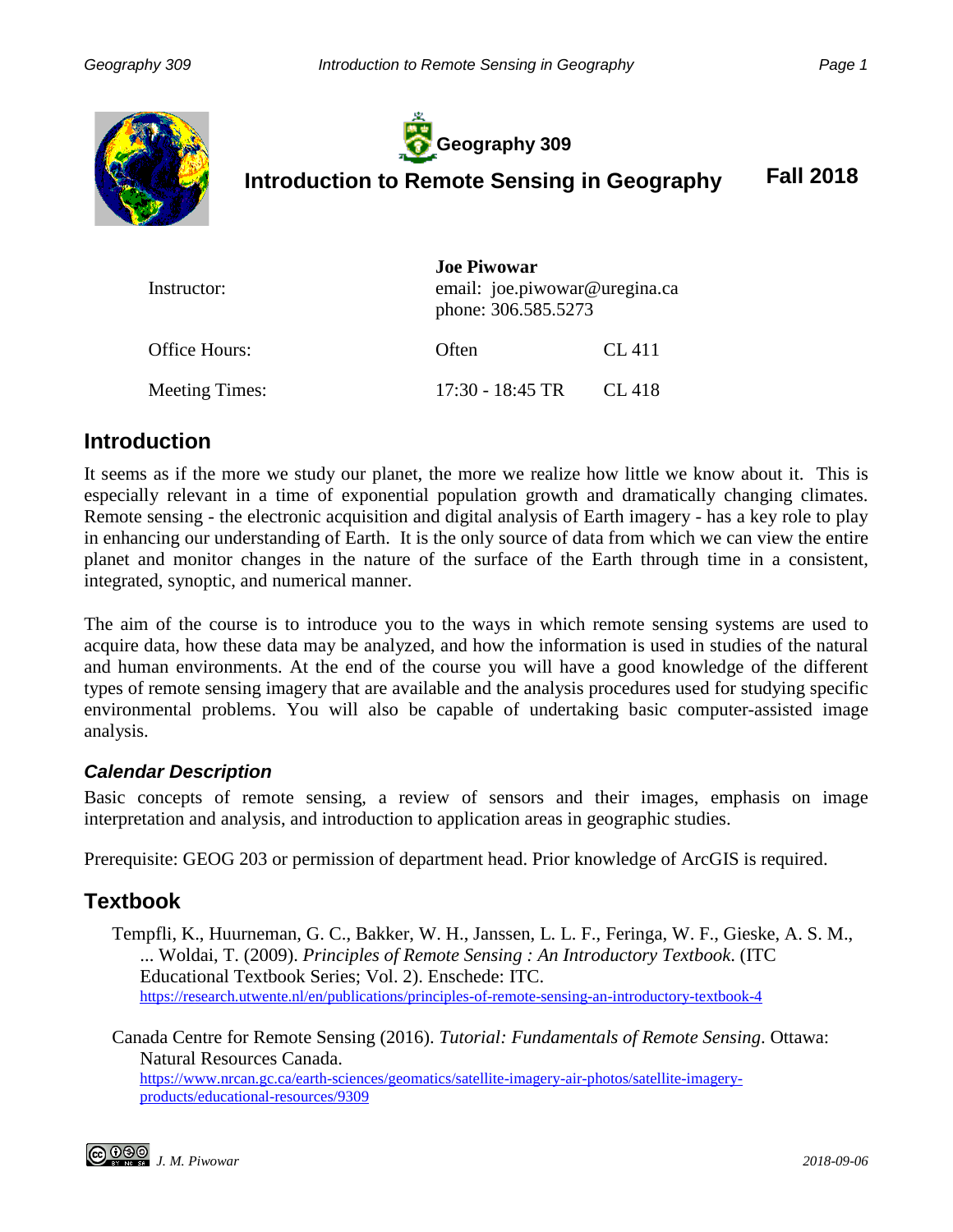# Geography 309

# Introduction to Remote Sensing in Geography

**Fall 2018**

| | | |
|---|---|---|
| Instructor: | **Joe Piwowar**<br>email: joe.piwowar@uregina.ca<br>phone: 306.585.5273 | |
| Office Hours: | Often | CL 411 |
| Meeting Times: | 17:30 - 18:45 TR | CL 418 |

## Introduction

It seems as if the more we study our planet, the more we realize how little we know about it. This is especially relevant in a time of exponential population growth and dramatically changing climates. Remote sensing - the electronic acquisition and digital analysis of Earth imagery - has a key role to play in enhancing our understanding of Earth. It is the only source of data from which we can view the entire planet and monitor changes in the nature of the surface of the Earth through time in a consistent, integrated, synoptic, and numerical manner.

The aim of the course is to introduce you to the ways in which remote sensing systems are used to acquire data, how these data may be analyzed, and how the information is used in studies of the natural and human environments. At the end of the course you will have a good knowledge of the different types of remote sensing imagery that are available and the analysis procedures used for studying specific environmental problems. You will also be capable of undertaking basic computer-assisted image analysis.

### *Calendar Description*

Basic concepts of remote sensing, a review of sensors and their images, emphasis on image interpretation and analysis, and introduction to application areas in geographic studies.

Prerequisite: GEOG 203 or permission of department head. Prior knowledge of ArcGIS is required.

## Textbook

Tempfli, K., Huurneman, G. C., Bakker, W. H., Janssen, L. L. F., Feringa, W. F., Gieske, A. S. M., ... Woldai, T. (2009). *Principles of Remote Sensing : An Introductory Textbook*. (ITC Educational Textbook Series; Vol. 2). Enschede: ITC.
https://research.utwente.nl/en/publications/principles-of-remote-sensing-an-introductory-textbook-4

Canada Centre for Remote Sensing (2016). *Tutorial: Fundamentals of Remote Sensing*. Ottawa: Natural Resources Canada.
https://www.nrcan.gc.ca/earth-sciences/geomatics/satellite-imagery-air-photos/satellite-imagery-products/educational-resources/9309

*J. M. Piwowar* *2018-09-06*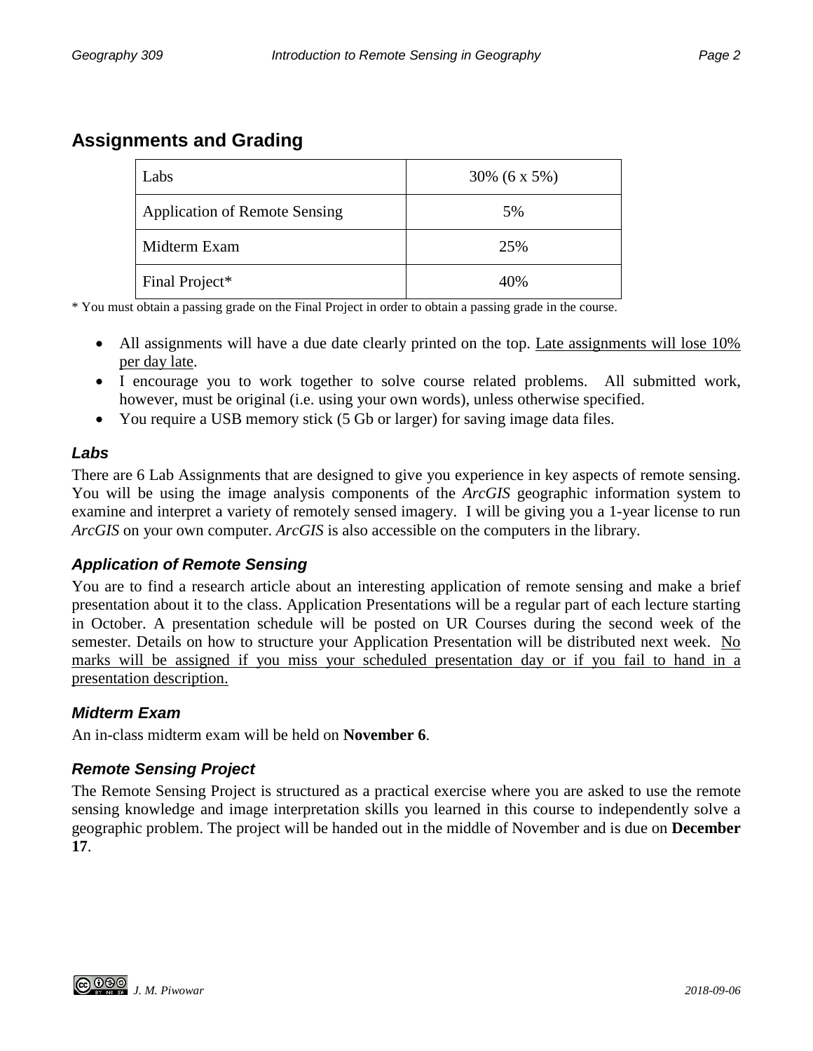## Assignments and Grading

| | |
|---|---|
| Labs | 30% (6 x 5%) |
| Application of Remote Sensing | 5% |
| Midterm Exam | 25% |
| Final Project* | 40% |

* You must obtain a passing grade on the Final Project in order to obtain a passing grade in the course.

- All assignments will have a due date clearly printed on the top. <u>Late assignments will lose 10% per day late</u>.
- I encourage you to work together to solve course related problems. All submitted work, however, must be original (i.e. using your own words), unless otherwise specified.
- You require a USB memory stick (5 Gb or larger) for saving image data files.

### *Labs*

There are 6 Lab Assignments that are designed to give you experience in key aspects of remote sensing. You will be using the image analysis components of the *ArcGIS* geographic information system to examine and interpret a variety of remotely sensed imagery. I will be giving you a 1-year license to run *ArcGIS* on your own computer. *ArcGIS* is also accessible on the computers in the library.

### *Application of Remote Sensing*

You are to find a research article about an interesting application of remote sensing and make a brief presentation about it to the class. Application Presentations will be a regular part of each lecture starting in October. A presentation schedule will be posted on UR Courses during the second week of the semester. Details on how to structure your Application Presentation will be distributed next week. <u>No marks will be assigned if you miss your scheduled presentation day or if you fail to hand in a presentation description.</u>

### *Midterm Exam*

An in-class midterm exam will be held on **November 6**.

### *Remote Sensing Project*

The Remote Sensing Project is structured as a practical exercise where you are asked to use the remote sensing knowledge and image interpretation skills you learned in this course to independently solve a geographic problem. The project will be handed out in the middle of November and is due on **December 17**.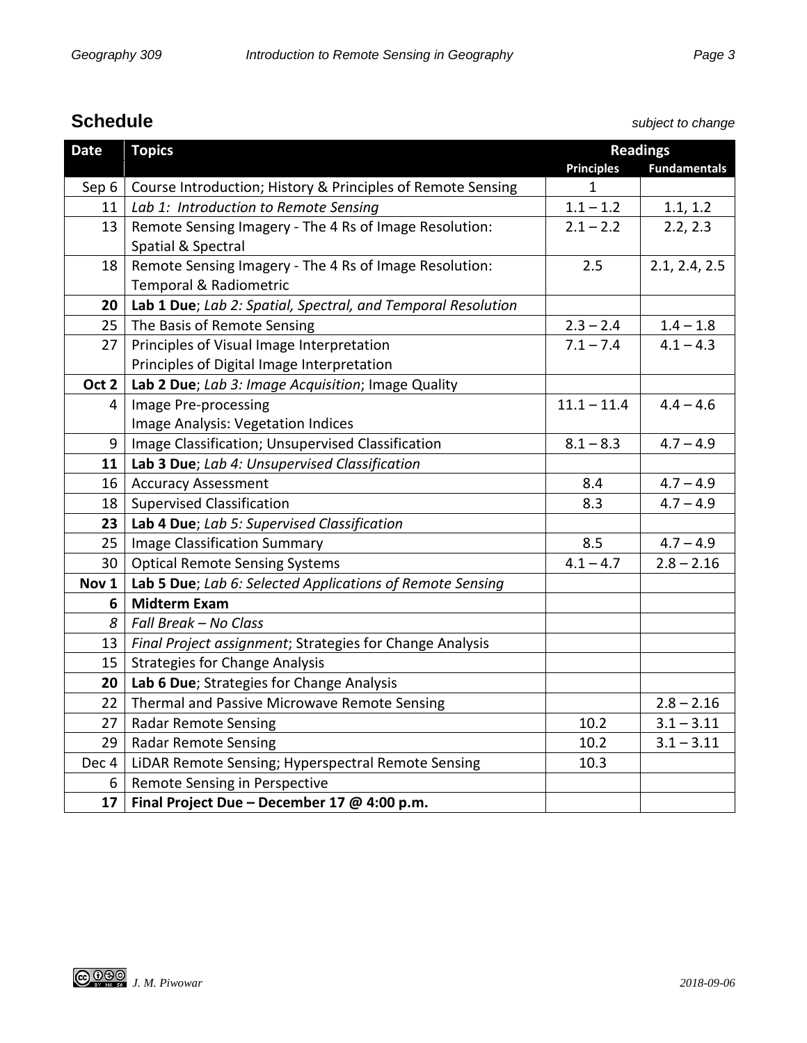## Schedule

*subject to change*

| Date | Topics | Readings | |
|---|---|---|---|
| | | Principles | Fundamentals |
| Sep 6 | Course Introduction; History & Principles of Remote Sensing | 1 | |
| 11 | *Lab 1: Introduction to Remote Sensing* | 1.1 – 1.2 | 1.1, 1.2 |
| 13 | Remote Sensing Imagery - The 4 Rs of Image Resolution: Spatial & Spectral | 2.1 – 2.2 | 2.2, 2.3 |
| 18 | Remote Sensing Imagery - The 4 Rs of Image Resolution: Temporal & Radiometric | 2.5 | 2.1, 2.4, 2.5 |
| **20** | **Lab 1 Due**; *Lab 2: Spatial, Spectral, and Temporal Resolution* | | |
| 25 | The Basis of Remote Sensing | 2.3 – 2.4 | 1.4 – 1.8 |
| 27 | Principles of Visual Image Interpretation<br>Principles of Digital Image Interpretation | 7.1 – 7.4 | 4.1 – 4.3 |
| **Oct 2** | **Lab 2 Due**; *Lab 3: Image Acquisition*; Image Quality | | |
| 4 | Image Pre-processing<br>Image Analysis: Vegetation Indices | 11.1 – 11.4 | 4.4 – 4.6 |
| 9 | Image Classification; Unsupervised Classification | 8.1 – 8.3 | 4.7 – 4.9 |
| **11** | **Lab 3 Due**; *Lab 4: Unsupervised Classification* | | |
| 16 | Accuracy Assessment | 8.4 | 4.7 – 4.9 |
| 18 | Supervised Classification | 8.3 | 4.7 – 4.9 |
| **23** | **Lab 4 Due**; *Lab 5: Supervised Classification* | | |
| 25 | Image Classification Summary | 8.5 | 4.7 – 4.9 |
| 30 | Optical Remote Sensing Systems | 4.1 – 4.7 | 2.8 – 2.16 |
| **Nov 1** | **Lab 5 Due**; *Lab 6: Selected Applications of Remote Sensing* | | |
| **6** | **Midterm Exam** | | |
| *8* | *Fall Break – No Class* | | |
| 13 | *Final Project assignment*; Strategies for Change Analysis | | |
| 15 | Strategies for Change Analysis | | |
| **20** | **Lab 6 Due**; Strategies for Change Analysis | | |
| 22 | Thermal and Passive Microwave Remote Sensing | | 2.8 – 2.16 |
| 27 | Radar Remote Sensing | 10.2 | 3.1 – 3.11 |
| 29 | Radar Remote Sensing | 10.2 | 3.1 – 3.11 |
| Dec 4 | LiDAR Remote Sensing; Hyperspectral Remote Sensing | 10.3 | |
| 6 | Remote Sensing in Perspective | | |
| **17** | **Final Project Due – December 17 @ 4:00 p.m.** | | |